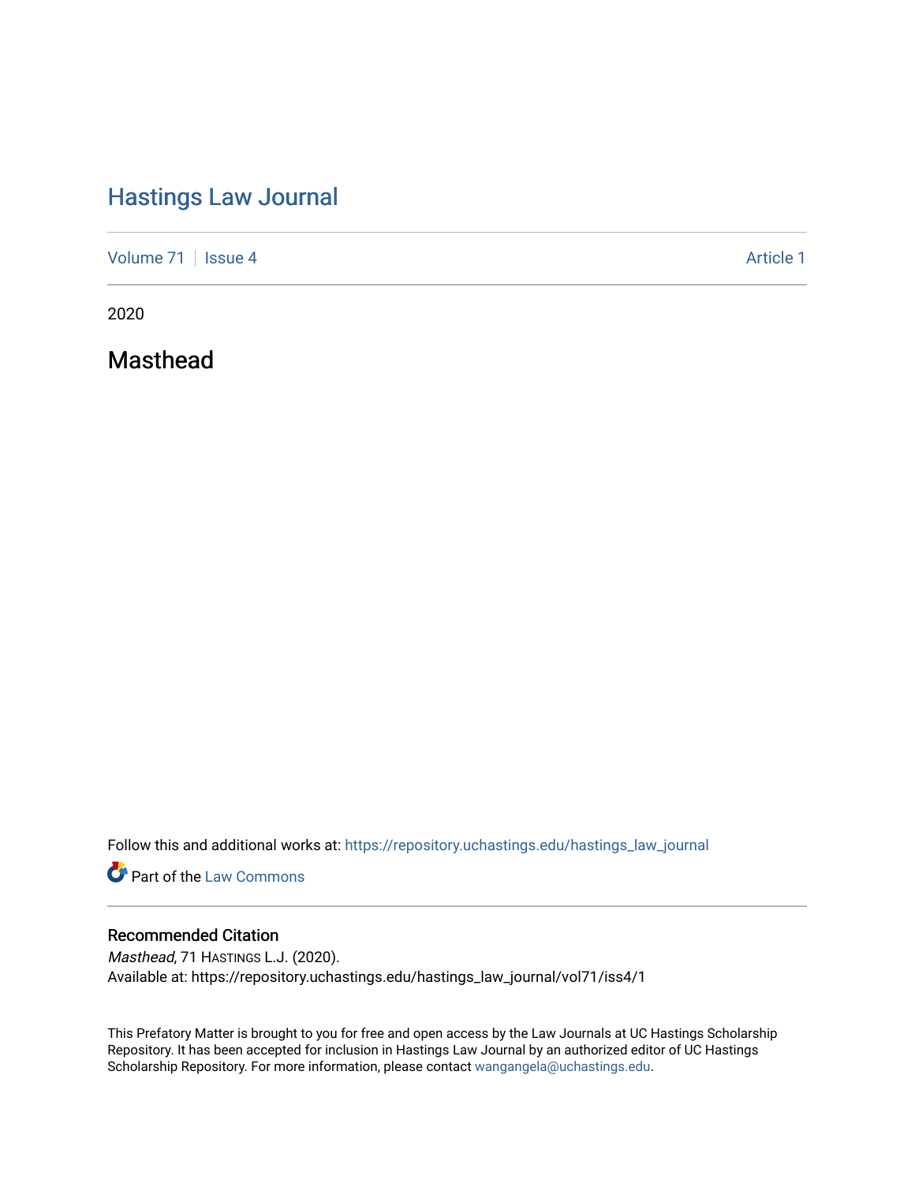# Hastings Law Journal

Volume 71 | Issue 4 Article 1

2020

## Masthead

Follow this and additional works at: https://repository.uchastings.edu/hastings_law_journal

Part of the Law Commons

### Recommended Citation

*Masthead*, 71 HASTINGS L.J. (2020).
Available at: https://repository.uchastings.edu/hastings_law_journal/vol71/iss4/1

This Prefatory Matter is brought to you for free and open access by the Law Journals at UC Hastings Scholarship Repository. It has been accepted for inclusion in Hastings Law Journal by an authorized editor of UC Hastings Scholarship Repository. For more information, please contact wangangela@uchastings.edu.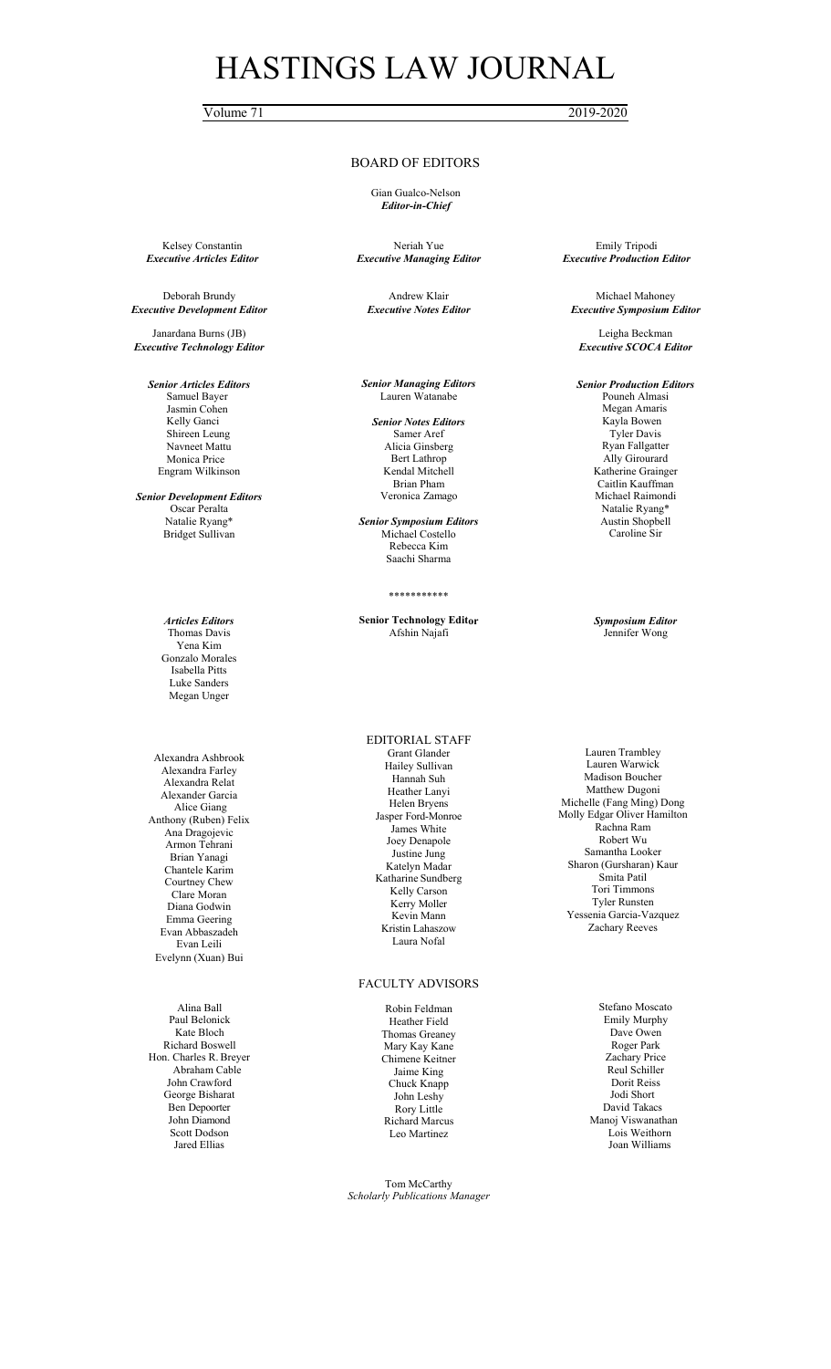# HASTINGS LAW JOURNAL

Volume 71 2019-2020

## BOARD OF EDITORS

Gian Gualco-Nelson
***Editor-in-Chief***

Kelsey Constantin
***Executive Articles Editor***

Neriah Yue
***Executive Managing Editor***

Emily Tripodi
***Executive Production Editor***

Deborah Brundy
***Executive Development Editor***

Andrew Klair
***Executive Notes Editor***

Michael Mahoney
***Executive Symposium Editor***

Janardana Burns (JB)
***Executive Technology Editor***

Leigha Beckman
***Executive SCOCA Editor***

***Senior Articles Editors***
Samuel Bayer
Jasmin Cohen
Kelly Ganci
Shireen Leung
Navneet Mattu
Monica Price
Engram Wilkinson

***Senior Development Editors***
Oscar Peralta
Natalie Ryang*
Bridget Sullivan

***Senior Managing Editors***
Lauren Watanabe

***Senior Notes Editors***
Samer Aref
Alicia Ginsberg
Bert Lathrop
Kendal Mitchell
Brian Pham
Veronica Zamago

***Senior Symposium Editors***
Michael Costello
Rebecca Kim
Saachi Sharma

***Senior Production Editors***
Pouneh Almasi
Megan Amaris
Kayla Bowen
Tyler Davis
Ryan Fallgatter
Ally Girourard
Katherine Grainger
Caitlin Kauffman
Michael Raimondi
Natalie Ryang*
Austin Shopbell
Caroline Sir

***********

***Articles Editors***
Thomas Davis
Yena Kim
Gonzalo Morales
Isabella Pitts
Luke Sanders
Megan Unger

**Senior Technology Editor**
Afshin Najafi

***Symposium Editor***
Jennifer Wong

## EDITORIAL STAFF

Alexandra Ashbrook
Alexandra Farley
Alexandra Relat
Alexander Garcia
Alice Giang
Anthony (Ruben) Felix
Ana Dragojevic
Armon Tehrani
Brian Yanagi
Chantele Karim
Courtney Chew
Clare Moran
Diana Godwin
Emma Geering
Evan Abbaszadeh
Evan Leili
Evelynn (Xuan) Bui

Grant Glander
Hailey Sullivan
Hannah Suh
Heather Lanyi
Helen Bryens
Jasper Ford-Monroe
James White
Joey Denapole
Justine Jung
Katelyn Madar
Katharine Sundberg
Kelly Carson
Kerry Moller
Kevin Mann
Kristin Lahaszow
Laura Nofal

Lauren Trambley
Lauren Warwick
Madison Boucher
Matthew Dugoni
Michelle (Fang Ming) Dong
Molly Edgar Oliver Hamilton
Rachna Ram
Robert Wu
Samantha Looker
Sharon (Gursharan) Kaur
Smita Patil
Tori Timmons
Tyler Runsten
Yessenia Garcia-Vazquez
Zachary Reeves

## FACULTY ADVISORS

Alina Ball
Paul Belonick
Kate Bloch
Richard Boswell
Hon. Charles R. Breyer
Abraham Cable
John Crawford
George Bisharat
Ben Depoorter
John Diamond
Scott Dodson
Jared Ellias

Robin Feldman
Heather Field
Thomas Greaney
Mary Kay Kane
Chimene Keitner
Jaime King
Chuck Knapp
John Leshy
Rory Little
Richard Marcus
Leo Martinez

Stefano Moscato
Emily Murphy
Dave Owen
Roger Park
Zachary Price
Reul Schiller
Dorit Reiss
Jodi Short
David Takacs
Manoj Viswanathan
Lois Weithorn
Joan Williams

Tom McCarthy
*Scholarly Publications Manager*